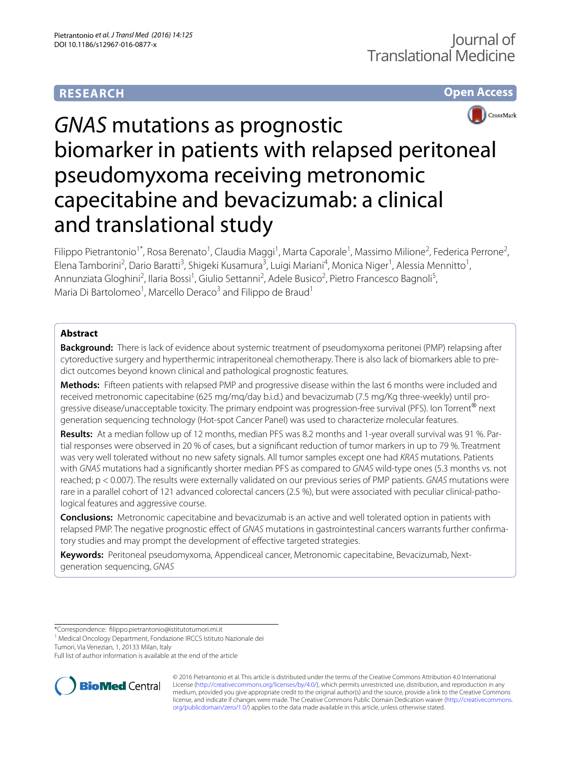RESEARCH

Open Access

# *GNAS* mutations as prognostic biomarker in patients with relapsed peritoneal pseudomyxoma receiving metronomic capecitabine and bevacizumab: a clinical and translational study

Filippo Pietrantonio[1*], Rosa Berenato[1], Claudia Maggi[1], Marta Caporale[1], Massimo Milione[2], Federica Perrone[2], Elena Tamborini[2], Dario Baratti[3], Shigeki Kusamura[3], Luigi Mariani[4], Monica Niger[1], Alessia Mennitto[1], Annunziata Gloghini[2], Ilaria Bossi[1], Giulio Settanni[2], Adele Busico[2], Pietro Francesco Bagnoli[5], Maria Di Bartolomeo[1], Marcello Deraco[3] and Filippo de Braud[1]

## Abstract

**Background:** There is lack of evidence about systemic treatment of pseudomyxoma peritonei (PMP) relapsing after cytoreductive surgery and hyperthermic intraperitoneal chemotherapy. There is also lack of biomarkers able to predict clinical outcomes beyond known clinical and pathological prognostic features.

**Methods:** Fifteen patients with relapsed PMP and progressive disease within the last 6 months were included and received metronomic capecitabine (625 mg/mq/day b.i.d.) and bevacizumab (7.5 mg/Kg three-weekly) until progressive disease/unacceptable toxicity. The primary endpoint was progression-free survival (PFS). Ion Torrent® next generation sequencing technology (Hot-spot Cancer Panel) was used to characterize molecular features.

**Results:** At a median follow up of 12 months, median PFS was 8.2 months and 1-year overall survival was 91 %. Partial responses were observed in 20 % of cases, but a significant reduction of tumor markers in up to 79 %. Treatment was very well tolerated without no new safety signals. All tumor samples except one had *KRAS* mutations. Patients with *GNAS* mutations had a significantly shorter median PFS as compared to *GNAS* wild-type ones (5.3 months vs. not reached; $p < 0.007$). The results were externally validated on our previous series of PMP patients. *GNAS* mutations were rare in a parallel cohort of 121 advanced colorectal cancers (2.5 %), but were associated with peculiar clinical-pathological features and aggressive course.

**Conclusions:** Metronomic capecitabine and bevacizumab is an active and well tolerated option in patients with relapsed PMP. The negative prognostic effect of *GNAS* mutations in gastrointestinal cancers warrants further confirmatory studies and may prompt the development of effective targeted strategies.

**Keywords:** Peritoneal pseudomyxoma, Appendiceal cancer, Metronomic capecitabine, Bevacizumab, Next-generation sequencing, *GNAS*

*Correspondence: filippo.pietrantonio@istitutotumori.mi.it
[1] Medical Oncology Department, Fondazione IRCCS Istituto Nazionale dei Tumori, Via Venezian, 1, 20133 Milan, Italy
Full list of author information is available at the end of the article

© 2016 Pietrantonio et al. This article is distributed under the terms of the Creative Commons Attribution 4.0 International License (http://creativecommons.org/licenses/by/4.0/), which permits unrestricted use, distribution, and reproduction in any medium, provided you give appropriate credit to the original author(s) and the source, provide a link to the Creative Commons license, and indicate if changes were made. The Creative Commons Public Domain Dedication waiver (http://creativecommons.org/publicdomain/zero/1.0/) applies to the data made available in this article, unless otherwise stated.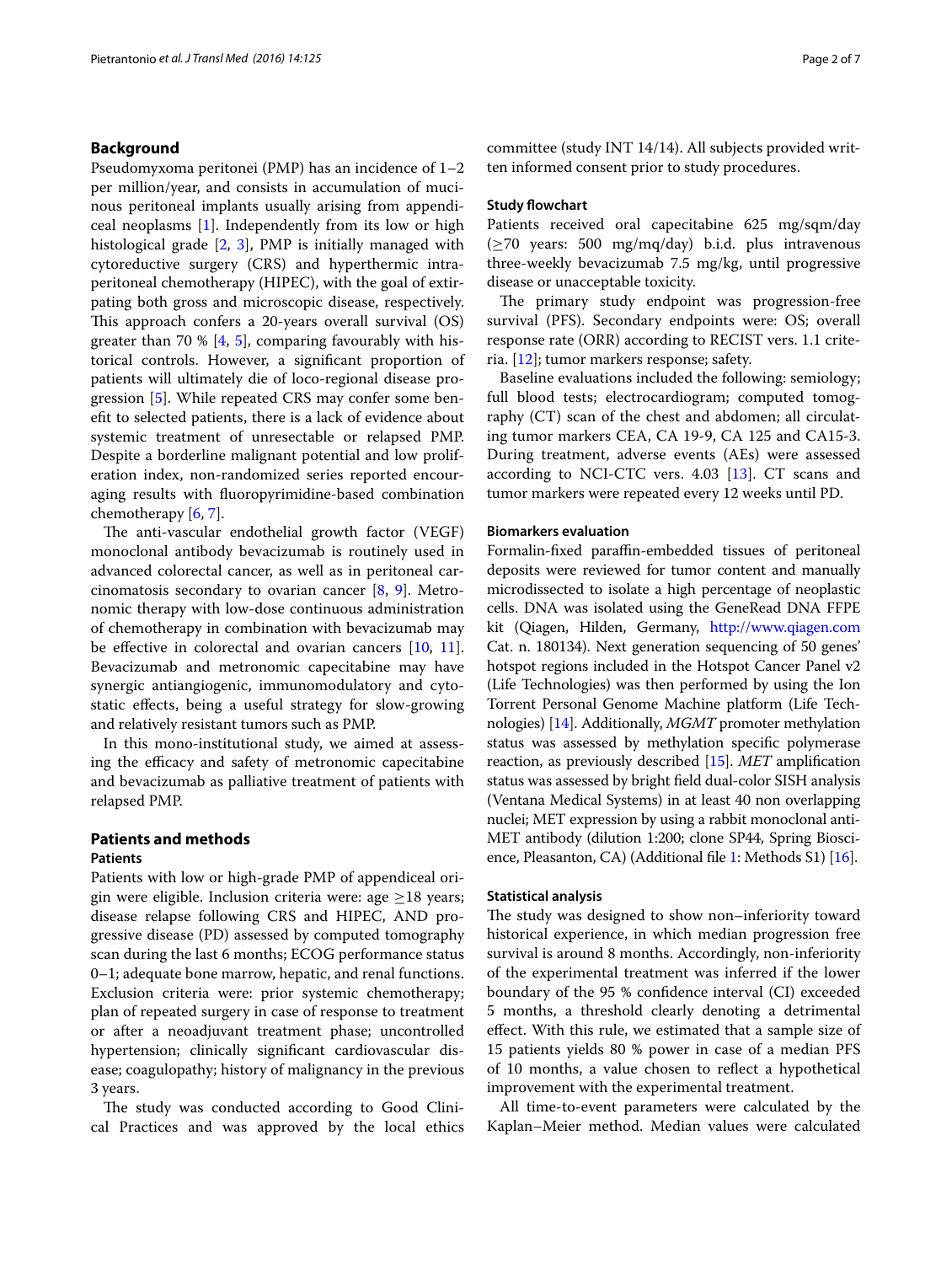## Background

Pseudomyxoma peritonei (PMP) has an incidence of 1–2 per million/year, and consists in accumulation of mucinous peritoneal implants usually arising from appendiceal neoplasms [1]. Independently from its low or high histological grade [2, 3], PMP is initially managed with cytoreductive surgery (CRS) and hyperthermic intraperitoneal chemotherapy (HIPEC), with the goal of extirpating both gross and microscopic disease, respectively. This approach confers a 20-years overall survival (OS) greater than 70 % [4, 5], comparing favourably with historical controls. However, a significant proportion of patients will ultimately die of loco-regional disease progression [5]. While repeated CRS may confer some benefit to selected patients, there is a lack of evidence about systemic treatment of unresectable or relapsed PMP. Despite a borderline malignant potential and low proliferation index, non-randomized series reported encouraging results with fluoropyrimidine-based combination chemotherapy [6, 7].

The anti-vascular endothelial growth factor (VEGF) monoclonal antibody bevacizumab is routinely used in advanced colorectal cancer, as well as in peritoneal carcinomatosis secondary to ovarian cancer [8, 9]. Metronomic therapy with low-dose continuous administration of chemotherapy in combination with bevacizumab may be effective in colorectal and ovarian cancers [10, 11]. Bevacizumab and metronomic capecitabine may have synergic antiangiogenic, immunomodulatory and cytostatic effects, being a useful strategy for slow-growing and relatively resistant tumors such as PMP.

In this mono-institutional study, we aimed at assessing the efficacy and safety of metronomic capecitabine and bevacizumab as palliative treatment of patients with relapsed PMP.

## Patients and methods

### Patients

Patients with low or high-grade PMP of appendiceal origin were eligible. Inclusion criteria were: age ≥18 years; disease relapse following CRS and HIPEC, AND progressive disease (PD) assessed by computed tomography scan during the last 6 months; ECOG performance status 0–1; adequate bone marrow, hepatic, and renal functions. Exclusion criteria were: prior systemic chemotherapy; plan of repeated surgery in case of response to treatment or after a neoadjuvant treatment phase; uncontrolled hypertension; clinically significant cardiovascular disease; coagulopathy; history of malignancy in the previous 3 years.

The study was conducted according to Good Clinical Practices and was approved by the local ethics committee (study INT 14/14). All subjects provided written informed consent prior to study procedures.

### Study flowchart

Patients received oral capecitabine 625 mg/sqm/day (≥70 years: 500 mg/mq/day) b.i.d. plus intravenous three-weekly bevacizumab 7.5 mg/kg, until progressive disease or unacceptable toxicity.

The primary study endpoint was progression-free survival (PFS). Secondary endpoints were: OS; overall response rate (ORR) according to RECIST vers. 1.1 criteria. [12]; tumor markers response; safety.

Baseline evaluations included the following: semiology; full blood tests; electrocardiogram; computed tomography (CT) scan of the chest and abdomen; all circulating tumor markers CEA, CA 19-9, CA 125 and CA15-3. During treatment, adverse events (AEs) were assessed according to NCI-CTC vers. 4.03 [13]. CT scans and tumor markers were repeated every 12 weeks until PD.

### Biomarkers evaluation

Formalin-fixed paraffin-embedded tissues of peritoneal deposits were reviewed for tumor content and manually microdissected to isolate a high percentage of neoplastic cells. DNA was isolated using the GeneRead DNA FFPE kit (Qiagen, Hilden, Germany, http://www.qiagen.com Cat. n. 180134). Next generation sequencing of 50 genes' hotspot regions included in the Hotspot Cancer Panel v2 (Life Technologies) was then performed by using the Ion Torrent Personal Genome Machine platform (Life Technologies) [14]. Additionally, *MGMT* promoter methylation status was assessed by methylation specific polymerase reaction, as previously described [15]. *MET* amplification status was assessed by bright field dual-color SISH analysis (Ventana Medical Systems) in at least 40 non overlapping nuclei; MET expression by using a rabbit monoclonal anti-MET antibody (dilution 1:200; clone SP44, Spring Bioscience, Pleasanton, CA) (Additional file 1: Methods S1) [16].

### Statistical analysis

The study was designed to show non–inferiority toward historical experience, in which median progression free survival is around 8 months. Accordingly, non-inferiority of the experimental treatment was inferred if the lower boundary of the 95 % confidence interval (CI) exceeded 5 months, a threshold clearly denoting a detrimental effect. With this rule, we estimated that a sample size of 15 patients yields 80 % power in case of a median PFS of 10 months, a value chosen to reflect a hypothetical improvement with the experimental treatment.

All time-to-event parameters were calculated by the Kaplan–Meier method. Median values were calculated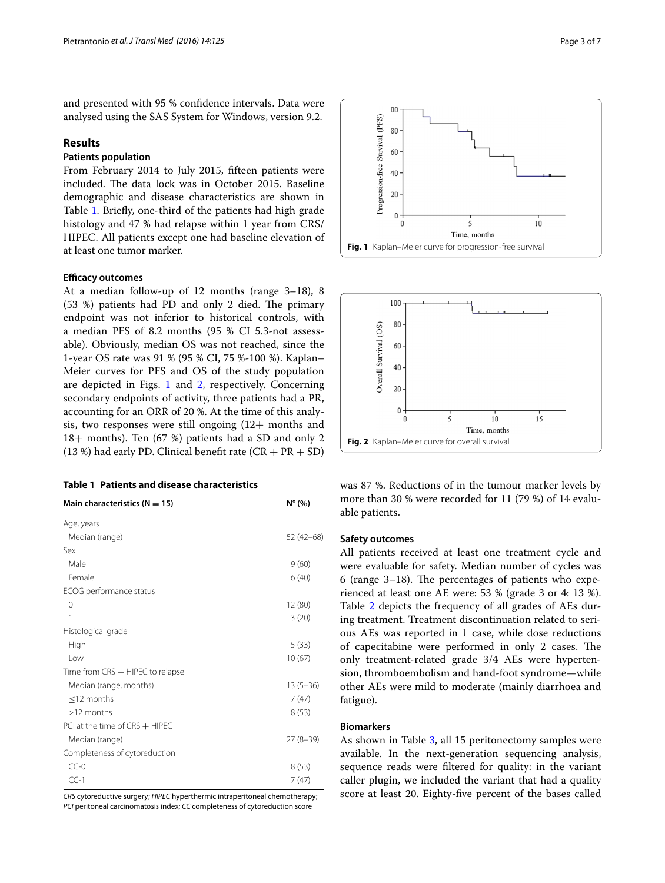and presented with 95 % confidence intervals. Data were analysed using the SAS System for Windows, version 9.2.

## Results

### Patients population

From February 2014 to July 2015, fifteen patients were included. The data lock was in October 2015. Baseline demographic and disease characteristics are shown in Table 1. Briefly, one-third of the patients had high grade histology and 47 % had relapse within 1 year from CRS/HIPEC. All patients except one had baseline elevation of at least one tumor marker.

### Efficacy outcomes

At a median follow-up of 12 months (range 3–18), 8 (53 %) patients had PD and only 2 died. The primary endpoint was not inferior to historical controls, with a median PFS of 8.2 months (95 % CI 5.3-not assessable). Obviously, median OS was not reached, since the 1-year OS rate was 91 % (95 % CI, 75 %-100 %). Kaplan–Meier curves for PFS and OS of the study population are depicted in Figs. 1 and 2, respectively. Concerning secondary endpoints of activity, three patients had a PR, accounting for an ORR of 20 %. At the time of this analysis, two responses were still ongoing (12+ months and 18+ months). Ten (67 %) patients had a SD and only 2 (13 %) had early PD. Clinical benefit rate (CR + PR + SD) was 87 %. Reductions of in the tumour marker levels by more than 30 % were recorded for 11 (79 %) of 14 evaluable patients.

**Table 1 Patients and disease characteristics**

| Main characteristics (N = 15) | N° (%) |
|---|---|
| Age, years | |
| Median (range) | 52 (42–68) |
| Sex | |
| Male | 9 (60) |
| Female | 6 (40) |
| ECOG performance status | |
| 0 | 12 (80) |
| 1 | 3 (20) |
| Histological grade | |
| High | 5 (33) |
| Low | 10 (67) |
| Time from CRS + HIPEC to relapse | |
| Median (range, months) | 13 (5–36) |
| ≤12 months | 7 (47) |
| >12 months | 8 (53) |
| PCI at the time of CRS + HIPEC | |
| Median (range) | 27 (8–39) |
| Completeness of cytoreduction | |
| CC-0 | 8 (53) |
| CC-1 | 7 (47) |

*CRS* cytoreductive surgery; *HIPEC* hyperthermic intraperitoneal chemotherapy; *PCI* peritoneal carcinomatosis index; *CC* completeness of cytoreduction score

**Fig. 1** Kaplan–Meier curve for progression-free survival

**Fig. 2** Kaplan–Meier curve for overall survival

### Safety outcomes

All patients received at least one treatment cycle and were evaluable for safety. Median number of cycles was 6 (range 3–18). The percentages of patients who experienced at least one AE were: 53 % (grade 3 or 4: 13 %). Table 2 depicts the frequency of all grades of AEs during treatment. Treatment discontinuation related to serious AEs was reported in 1 case, while dose reductions of capecitabine were performed in only 2 cases. The only treatment-related grade 3/4 AEs were hypertension, thromboembolism and hand-foot syndrome—while other AEs were mild to moderate (mainly diarrhoea and fatigue).

### Biomarkers

As shown in Table 3, all 15 peritonectomy samples were available. In the next-generation sequencing analysis, sequence reads were filtered for quality: in the variant caller plugin, we included the variant that had a quality score at least 20. Eighty-five percent of the bases called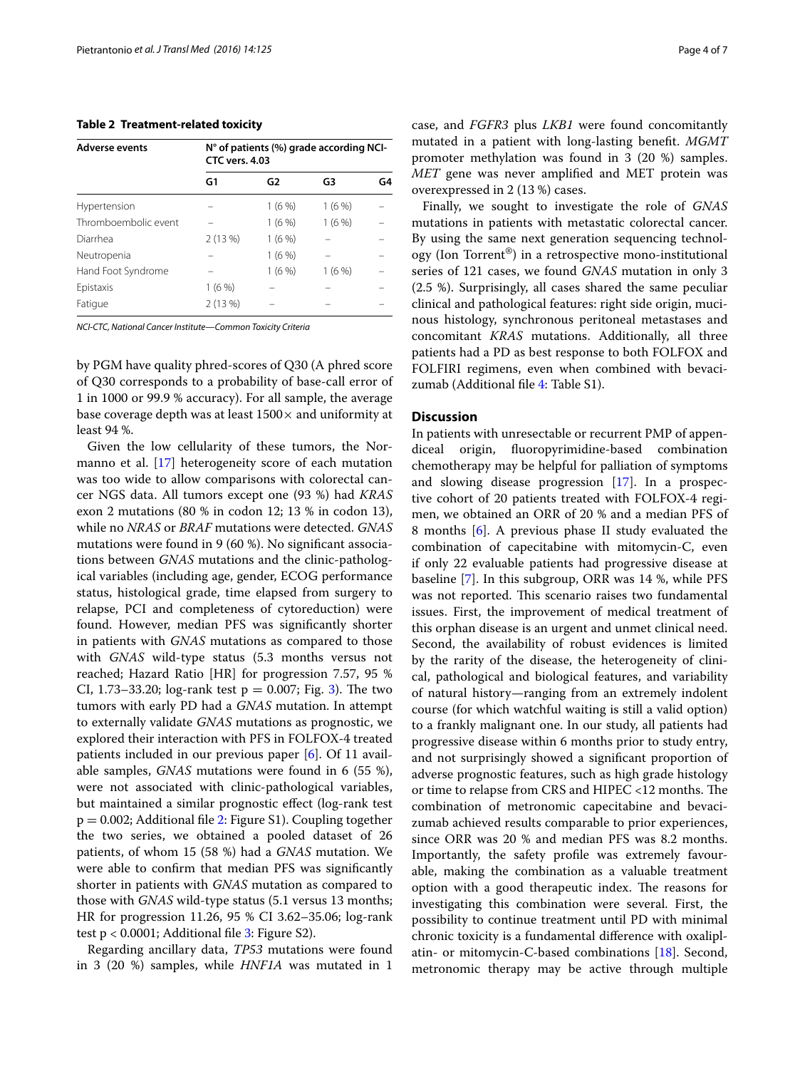**Table 2 Treatment-related toxicity**

| Adverse events | N° of patients (%) grade according NCI-CTC vers. 4.03 | | | |
|---|---|---|---|---|
| | G1 | G2 | G3 | G4 |
| Hypertension | – | 1 (6 %) | 1 (6 %) | – |
| Thromboembolic event | – | 1 (6 %) | 1 (6 %) | – |
| Diarrhea | 2 (13 %) | 1 (6 %) | – | – |
| Neutropenia | – | 1 (6 %) | – | – |
| Hand Foot Syndrome | – | 1 (6 %) | 1 (6 %) | – |
| Epistaxis | 1 (6 %) | – | – | – |
| Fatigue | 2 (13 %) | – | – | – |

*NCI-CTC, National Cancer Institute—Common Toxicity Criteria*

by PGM have quality phred-scores of Q30 (A phred score of Q30 corresponds to a probability of base-call error of 1 in 1000 or 99.9 % accuracy). For all sample, the average base coverage depth was at least 1500× and uniformity at least 94 %.

Given the low cellularity of these tumors, the Normanno et al. [17] heterogeneity score of each mutation was too wide to allow comparisons with colorectal cancer NGS data. All tumors except one (93 %) had *KRAS* exon 2 mutations (80 % in codon 12; 13 % in codon 13), while no *NRAS* or *BRAF* mutations were detected. *GNAS* mutations were found in 9 (60 %). No significant associations between *GNAS* mutations and the clinic-pathological variables (including age, gender, ECOG performance status, histological grade, time elapsed from surgery to relapse, PCI and completeness of cytoreduction) were found. However, median PFS was significantly shorter in patients with *GNAS* mutations as compared to those with *GNAS* wild-type status (5.3 months versus not reached; Hazard Ratio [HR] for progression 7.57, 95 % CI, 1.73–33.20; log-rank test $p = 0.007$; Fig. 3). The two tumors with early PD had a *GNAS* mutation. In attempt to externally validate *GNAS* mutations as prognostic, we explored their interaction with PFS in FOLFOX-4 treated patients included in our previous paper [6]. Of 11 available samples, *GNAS* mutations were found in 6 (55 %), were not associated with clinic-pathological variables, but maintained a similar prognostic effect (log-rank test $p = 0.002$; Additional file 2: Figure S1). Coupling together the two series, we obtained a pooled dataset of 26 patients, of whom 15 (58 %) had a *GNAS* mutation. We were able to confirm that median PFS was significantly shorter in patients with *GNAS* mutation as compared to those with *GNAS* wild-type status (5.1 versus 13 months; HR for progression 11.26, 95 % CI 3.62–35.06; log-rank test $p < 0.0001$; Additional file 3: Figure S2).

Regarding ancillary data, *TP53* mutations were found in 3 (20 %) samples, while *HNF1A* was mutated in 1 case, and *FGFR3* plus *LKB1* were found concomitantly mutated in a patient with long-lasting benefit. *MGMT* promoter methylation was found in 3 (20 %) samples. *MET* gene was never amplified and MET protein was overexpressed in 2 (13 %) cases.

Finally, we sought to investigate the role of *GNAS* mutations in patients with metastatic colorectal cancer. By using the same next generation sequencing technology (Ion Torrent®) in a retrospective mono-institutional series of 121 cases, we found *GNAS* mutation in only 3 (2.5 %). Surprisingly, all cases shared the same peculiar clinical and pathological features: right side origin, mucinous histology, synchronous peritoneal metastases and concomitant *KRAS* mutations. Additionally, all three patients had a PD as best response to both FOLFOX and FOLFIRI regimens, even when combined with bevacizumab (Additional file 4: Table S1).

## Discussion

In patients with unresectable or recurrent PMP of appendiceal origin, fluoropyrimidine-based combination chemotherapy may be helpful for palliation of symptoms and slowing disease progression [17]. In a prospective cohort of 20 patients treated with FOLFOX-4 regimen, we obtained an ORR of 20 % and a median PFS of 8 months [6]. A previous phase II study evaluated the combination of capecitabine with mitomycin-C, even if only 22 evaluable patients had progressive disease at baseline [7]. In this subgroup, ORR was 14 %, while PFS was not reported. This scenario raises two fundamental issues. First, the improvement of medical treatment of this orphan disease is an urgent and unmet clinical need. Second, the availability of robust evidences is limited by the rarity of the disease, the heterogeneity of clinical, pathological and biological features, and variability of natural history—ranging from an extremely indolent course (for which watchful waiting is still a valid option) to a frankly malignant one. In our study, all patients had progressive disease within 6 months prior to study entry, and not surprisingly showed a significant proportion of adverse prognostic features, such as high grade histology or time to relapse from CRS and HIPEC <12 months. The combination of metronomic capecitabine and bevacizumab achieved results comparable to prior experiences, since ORR was 20 % and median PFS was 8.2 months. Importantly, the safety profile was extremely favourable, making the combination as a valuable treatment option with a good therapeutic index. The reasons for investigating this combination were several. First, the possibility to continue treatment until PD with minimal chronic toxicity is a fundamental difference with oxaliplatin- or mitomycin-C-based combinations [18]. Second, metronomic therapy may be active through multiple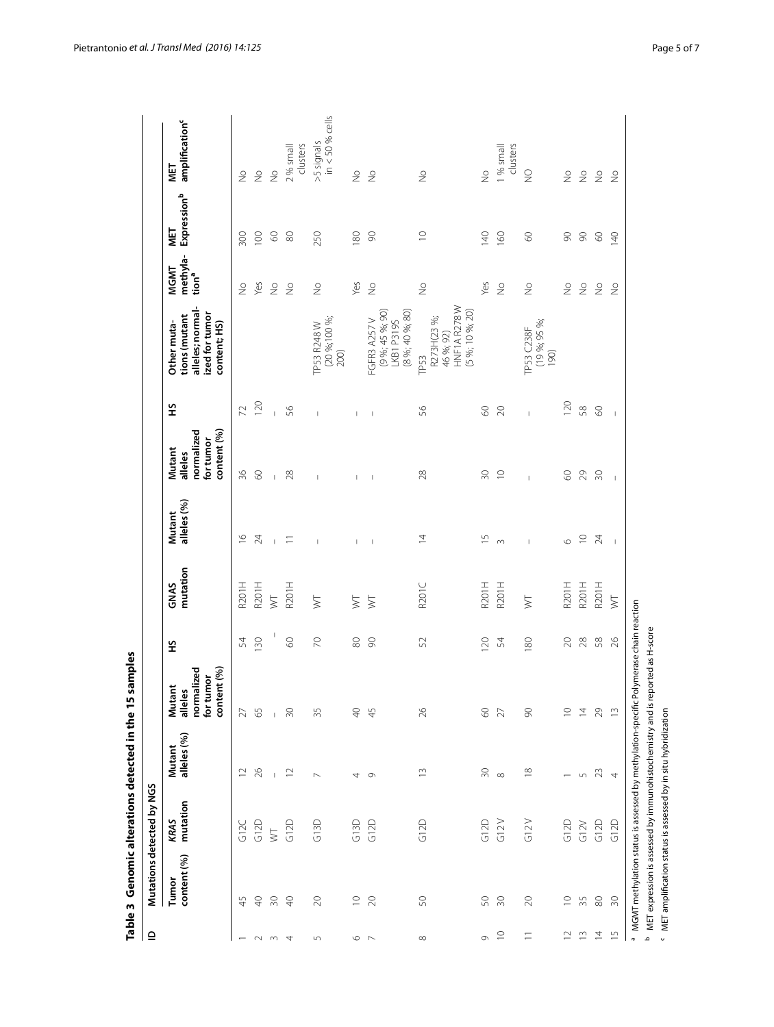**Table 3 Genomic alterations detected in the 15 samples**

| ID | Mutations detected by NGS | | | | | | | | | | MGMT methylation[a] | MET Expression[b] | MET amplification[c] |
|---|---|---|---|---|---|---|---|---|---|---|---|---|---|
| | Tumor content (%) | *KRAS* mutation | Mutant alleles (%) | Mutant alleles normalized for tumor content (%) | HS | GNAS mutation | Mutant alleles (%) | Mutant alleles normalized for tumor content (%) | HS | Other mutations (mutant alleles; normalized for tumor content; HS) | | | |
| 1 | 45 | G12C | 12 | 27 | 54 | R201H | 16 | 36 | 72 | | No | 300 | No |
| 2 | 40 | G12D | 26 | 65 | 130 | R201H | 24 | 60 | 120 | | Yes | 100 | No |
| 3 | 30 | WT | – | – | – | WT | – | – | – | | No | 60 | No |
| 4 | 40 | G12D | 12 | 30 | 60 | R201H | 11 | 28 | 56 | | No | 80 | 2 % small clusters |
| 5 | 20 | G13D | 7 | 35 | 70 | WT | – | – | – | TP53 R248 W (20 %;100 %; 200) | No | 250 | >5 signals in < 50 % cells |
| 6 | 10 | G13D | 4 | 40 | 80 | WT | – | – | – | | Yes | 180 | No |
| 7 | 20 | G12D | 9 | 45 | 90 | WT | – | – | – | FGFR3 A257 V (9 %; 45 %; 90) LKB1 P319S (8 %; 40 %; 80) | No | 90 | No |
| 8 | 50 | G12D | 13 | 26 | 52 | R201C | 14 | 28 | 56 | TP53 R273H(23 %; 46 %; 92) HNF1A R278 W (5 %; 10 %; 20) | No | 10 | No |
| 9 | 50 | G12D | 30 | 60 | 120 | R201H | 15 | 30 | 60 | | Yes | 140 | No |
| 10 | 30 | G12 V | 8 | 27 | 54 | R201H | 3 | 10 | 20 | | No | 160 | 1 % small clusters |
| 11 | 20 | G12 V | 18 | 90 | 180 | WT | – | – | – | TP53 C238F (19 %; 95 %; 190) | No | 60 | NO |
| 12 | 10 | G12D | 1 | 10 | 20 | R201H | 6 | 60 | 120 | | No | 90 | No |
| 13 | 35 | G12V | 5 | 14 | 28 | R201H | 10 | 29 | 58 | | No | 90 | No |
| 14 | 80 | G12D | 23 | 29 | 58 | R201H | 24 | 30 | 60 | | No | 60 | No |
| 15 | 30 | G12D | 4 | 13 | 26 | WT | – | – | – | | No | 140 | No |

[a] MGMT methylation status is assessed by methylation-specific Polymerase chain reaction

[b] MET expression is assessed by immunohistochemistry and is reported as H-score

[c] MET amplification status is assessed by in situ hybridization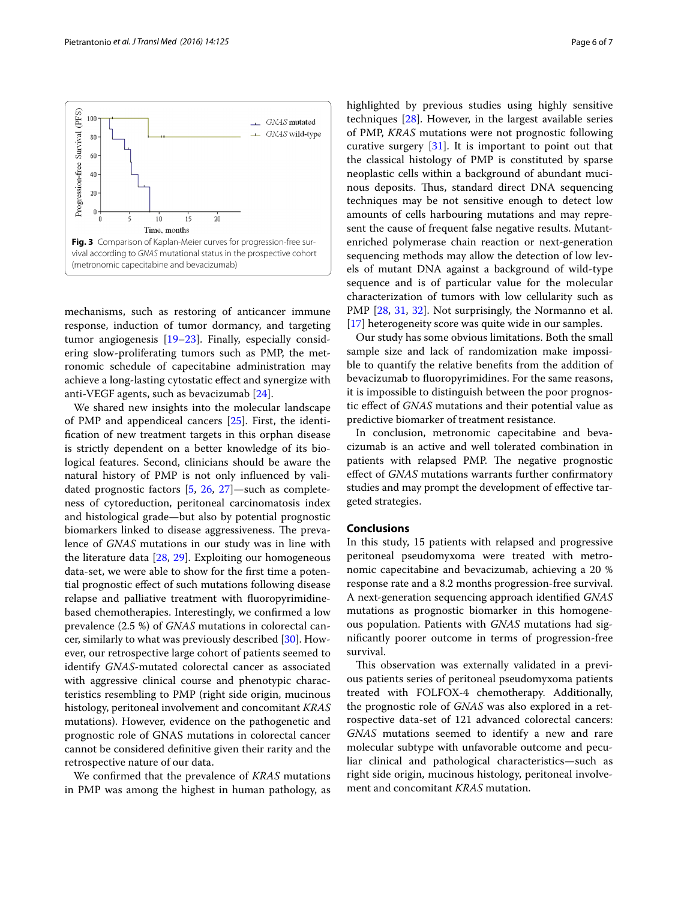**Fig. 3** Comparison of Kaplan-Meier curves for progression-free survival according to *GNAS* mutational status in the prospective cohort (metronomic capecitabine and bevacizumab)

mechanisms, such as restoring of anticancer immune response, induction of tumor dormancy, and targeting tumor angiogenesis [19–23]. Finally, especially considering slow-proliferating tumors such as PMP, the metronomic schedule of capecitabine administration may achieve a long-lasting cytostatic effect and synergize with anti-VEGF agents, such as bevacizumab [24].

We shared new insights into the molecular landscape of PMP and appendiceal cancers [25]. First, the identification of new treatment targets in this orphan disease is strictly dependent on a better knowledge of its biological features. Second, clinicians should be aware the natural history of PMP is not only influenced by validated prognostic factors [5, 26, 27]—such as completeness of cytoreduction, peritoneal carcinomatosis index and histological grade—but also by potential prognostic biomarkers linked to disease aggressiveness. The prevalence of *GNAS* mutations in our study was in line with the literature data [28, 29]. Exploiting our homogeneous data-set, we were able to show for the first time a potential prognostic effect of such mutations following disease relapse and palliative treatment with fluoropyrimidine-based chemotherapies. Interestingly, we confirmed a low prevalence (2.5 %) of *GNAS* mutations in colorectal cancer, similarly to what was previously described [30]. However, our retrospective large cohort of patients seemed to identify *GNAS*-mutated colorectal cancer as associated with aggressive clinical course and phenotypic characteristics resembling to PMP (right side origin, mucinous histology, peritoneal involvement and concomitant *KRAS* mutations). However, evidence on the pathogenetic and prognostic role of GNAS mutations in colorectal cancer cannot be considered definitive given their rarity and the retrospective nature of our data.

We confirmed that the prevalence of *KRAS* mutations in PMP was among the highest in human pathology, as highlighted by previous studies using highly sensitive techniques [28]. However, in the largest available series of PMP, *KRAS* mutations were not prognostic following curative surgery [31]. It is important to point out that the classical histology of PMP is constituted by sparse neoplastic cells within a background of abundant mucinous deposits. Thus, standard direct DNA sequencing techniques may be not sensitive enough to detect low amounts of cells harbouring mutations and may represent the cause of frequent false negative results. Mutant-enriched polymerase chain reaction or next-generation sequencing methods may allow the detection of low levels of mutant DNA against a background of wild-type sequence and is of particular value for the molecular characterization of tumors with low cellularity such as PMP [28, 31, 32]. Not surprisingly, the Normanno et al. [17] heterogeneity score was quite wide in our samples.

Our study has some obvious limitations. Both the small sample size and lack of randomization make impossible to quantify the relative benefits from the addition of bevacizumab to fluoropyrimidines. For the same reasons, it is impossible to distinguish between the poor prognostic effect of *GNAS* mutations and their potential value as predictive biomarker of treatment resistance.

In conclusion, metronomic capecitabine and bevacizumab is an active and well tolerated combination in patients with relapsed PMP. The negative prognostic effect of *GNAS* mutations warrants further confirmatory studies and may prompt the development of effective targeted strategies.

## Conclusions

In this study, 15 patients with relapsed and progressive peritoneal pseudomyxoma were treated with metronomic capecitabine and bevacizumab, achieving a 20 % response rate and a 8.2 months progression-free survival. A next-generation sequencing approach identified *GNAS* mutations as prognostic biomarker in this homogeneous population. Patients with *GNAS* mutations had significantly poorer outcome in terms of progression-free survival.

This observation was externally validated in a previous patients series of peritoneal pseudomyxoma patients treated with FOLFOX-4 chemotherapy. Additionally, the prognostic role of *GNAS* was also explored in a retrospective data-set of 121 advanced colorectal cancers: *GNAS* mutations seemed to identify a new and rare molecular subtype with unfavorable outcome and peculiar clinical and pathological characteristics—such as right side origin, mucinous histology, peritoneal involvement and concomitant *KRAS* mutation.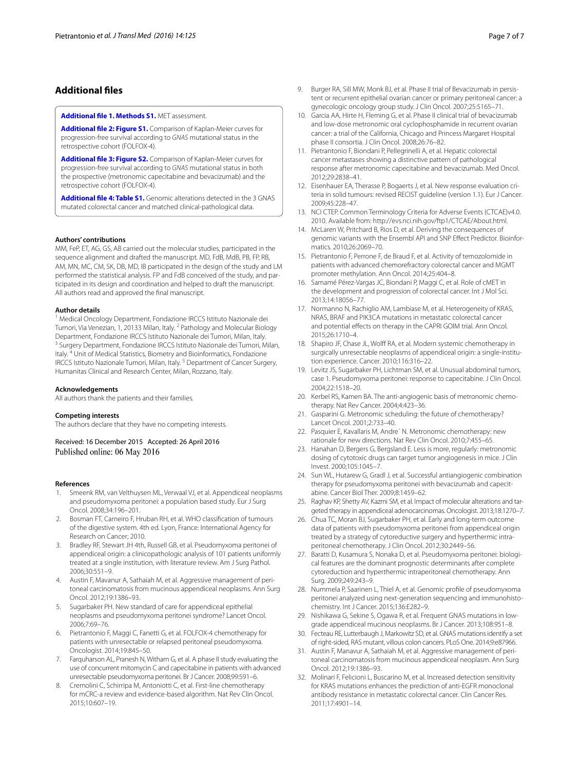## Additional files

**Additional file 1. Methods S1.** MET assessment.

**Additional file 2: Figure S1.** Comparison of Kaplan-Meier curves for progression-free survival according to *GNAS* mutational status in the retrospective cohort (FOLFOX-4).

**Additional file 3: Figure S2.** Comparison of Kaplan-Meier curves for progression-free survival according to *GNAS* mutational status in both the prospective (metronomic capecitabine and bevacizumab) and the retrospective cohort (FOLFOX-4).

**Additional file 4: Table S1.** Genomic alterations detected in the 3 GNAS mutated colorectal cancer and matched clinical-pathological data.

#### Authors' contributions

MM, FeP, ET, AG, GS, AB carried out the molecular studies, participated in the sequence alignment and drafted the manuscript. MD, FdB, MdB, PB, FP, RB, AM, MN, MC, CM, SK, DB, MD, IB participated in the design of the study and LM performed the statistical analysis. FP and FdB conceived of the study, and participated in its design and coordination and helped to draft the manuscript. All authors read and approved the final manuscript.

#### Author details

[1] Medical Oncology Department, Fondazione IRCCS Istituto Nazionale dei Tumori, Via Venezian, 1, 20133 Milan, Italy. [2] Pathology and Molecular Biology Department, Fondazione IRCCS Istituto Nazionale dei Tumori, Milan, Italy. [3] Surgery Department, Fondazione IRCCS Istituto Nazionale dei Tumori, Milan, Italy. [4] Unit of Medical Statistics, Biometry and Bioinformatics, Fondazione IRCCS Istituto Nazionale Tumori, Milan, Italy. [5] Department of Cancer Surgery, Humanitas Clinical and Research Center, Milan, Rozzano, Italy.

#### Acknowledgements

All authors thank the patients and their families.

#### Competing interests

The authors declare that they have no competing interests.

Received: 16 December 2015 Accepted: 26 April 2016
Published online: 06 May 2016

#### References

1. Smeenk RM, van Velthuysen ML, Verwaal VJ, et al. Appendiceal neoplasms and pseudomyxoma peritonei: a population based study. Eur J Surg Oncol. 2008;34:196–201.
2. Bosman FT, Carneiro F, Hruban RH, et al. WHO classification of tumours of the digestive system. 4th ed. Lyon, France: International Agency for Research on Cancer; 2010.
3. Bradley RF, Stewart JH 4th, Russell GB, et al. Pseudomyxoma peritonei of appendiceal origin: a clinicopathologic analysis of 101 patients uniformly treated at a single institution, with literature review. Am J Surg Pathol. 2006;30:551–9.
4. Austin F, Mavanur A, Sathaiah M, et al. Aggressive management of peritoneal carcinomatosis from mucinous appendiceal neoplasms. Ann Surg Oncol. 2012;19:1386–93.
5. Sugarbaker PH. New standard of care for appendiceal epithelial neoplasms and pseudomyxoma peritonei syndrome? Lancet Oncol. 2006;7:69–76.
6. Pietrantonio F, Maggi C, Fanetti G, et al. FOLFOX-4 chemotherapy for patients with unresectable or relapsed peritoneal pseudomyxoma. Oncologist. 2014;19:845–50.
7. Farquharson AL, Pranesh N, Witham G, et al. A phase II study evaluating the use of concurrent mitomycin C and capecitabine in patients with advanced unresectable pseudomyxoma peritonei. Br J Cancer. 2008;99:591–6.
8. Cremolini C, Schirripa M, Antoniotti C, et al. First-line chemotherapy for mCRC-a review and evidence-based algorithm. Nat Rev Clin Oncol. 2015;10:607–19.
9. Burger RA, Sill MW, Monk BJ, et al. Phase II trial of Bevacizumab in persistent or recurrent epithelial ovarian cancer or primary peritoneal cancer: a gynecologic oncology group study. J Clin Oncol. 2007;25:5165–71.
10. Garcia AA, Hirte H, Fleming G, et al. Phase II clinical trial of bevacizumab and low-dose metronomic oral cyclophosphamide in recurrent ovarian cancer: a trial of the California, Chicago and Princess Margaret Hospital phase II consortia. J Clin Oncol. 2008;26:76–82.
11. Pietrantonio F, Biondani P, Pellegrinelli A, et al. Hepatic colorectal cancer metastases showing a distinctive pattern of pathological response after metronomic capecitabine and bevacizumab. Med Oncol. 2012;29:2838–41.
12. Eisenhauer EA, Therasse P, Bogaerts J, et al. New response evaluation criteria in solid tumours: revised RECIST guideline (version 1.1). Eur J Cancer. 2009;45:228–47.
13. NCI CTEP. Common Terminology Criteria for Adverse Events (CTCAE)v4.0. 2010. Available from: http://evs.nci.nih.gov/ftp1/CTCAE/About.html.
14. McLaren W, Pritchard B, Rios D, et al. Deriving the consequences of genomic variants with the Ensembl API and SNP Effect Predictor. Bioinformatics. 2010;26:2069–70.
15. Pietrantonio F, Perrone F, de Braud F, et al. Activity of temozolomide in patients with advanced chemorefractory colorectal cancer and MGMT promoter methylation. Ann Oncol. 2014;25:404–8.
16. Samamé Pérez-Vargas JC, Biondani P, Maggi C, et al. Role of cMET in the development and progression of colorectal cancer. Int J Mol Sci. 2013;14:18056–77.
17. Normanno N, Rachiglio AM, Lambiase M, et al. Heterogeneity of KRAS, NRAS, BRAF and PIK3CA mutations in metastatic colorectal cancer and potential effects on therapy in the CAPRI GOIM trial. Ann Oncol. 2015;26:1710–4.
18. Shapiro JF, Chase JL, Wolff RA, et al. Modern systemic chemotherapy in surgically unresectable neoplasms of appendiceal origin: a single-institution experience. Cancer. 2010;116:316–22.
19. Levitz JS, Sugarbaker PH, Lichtman SM, et al. Unusual abdominal tumors, case 1. Pseudomyxoma peritonei: response to capecitabine. J Clin Oncol. 2004;22:1518–20.
20. Kerbel RS, Kamen BA. The anti-angiogenic basis of metronomic chemotherapy. Nat Rev Cancer. 2004;4:423–36.
21. Gasparini G. Metronomic scheduling: the future of chemotherapy? Lancet Oncol. 2001;2:733–40.
22. Pasquier E, Kavallaris M, Andre´ N. Metronomic chemotherapy: new rationale for new directions. Nat Rev Clin Oncol. 2010;7:455–65.
23. Hanahan D, Bergers G, Bergsland E. Less is more, regularly: metronomic dosing of cytotoxic drugs can target tumor angiogenesis in mice. J Clin Invest. 2000;105:1045–7.
24. Sun WL, Hutarew G, Gradl J, et al. Successful antiangiogenic combination therapy for pseudomyxoma peritonei with bevacizumab and capecitabine. Cancer Biol Ther. 2009;8:1459–62.
25. Raghav KP, Shetty AV, Kazmi SM, et al. Impact of molecular alterations and targeted therapy in appendiceal adenocarcinomas. Oncologist. 2013;18:1270–7.
26. Chua TC, Moran BJ, Sugarbaker PH, et al. Early and long-term outcome data of patients with pseudomyxoma peritonei from appendiceal origin treated by a strategy of cytoreductive surgery and hyperthermic intraperitoneal chemotherapy. J Clin Oncol. 2012;30:2449–56.
27. Baratti D, Kusamura S, Nonaka D, et al. Pseudomyxoma peritonei: biological features are the dominant prognostic determinants after complete cytoreduction and hyperthermic intraperitoneal chemotherapy. Ann Surg. 2009;249:243–9.
28. Nummela P, Saarinen L, Thiel A, et al. Genomic profile of pseudomyxoma peritonei analyzed using next-generation sequencing and immunohistochemistry. Int J Cancer. 2015;136:E282–9.
29. Nishikawa G, Sekine S, Ogawa R, et al. Frequent GNAS mutations in low-grade appendiceal mucinous neoplasms. Br J Cancer. 2013;108:951–8.
30. Fecteau RE, Lutterbaugh J, Markowitz SD, et al. GNAS mutations identify a set of right-sided, RAS mutant, villous colon cancers. PLoS One. 2014;9:e87966.
31. Austin F, Manavur A, Sathaiah M, et al. Aggressive management of peritoneal carcinomatosis from mucinous appendiceal neoplasm. Ann Surg Oncol. 2012;19:1386–93.
32. Molinari F, Felicioni L, Buscarino M, et al. Increased detection sensitivity for KRAS mutations enhances the prediction of anti-EGFR monoclonal antibody resistance in metastatic colorectal cancer. Clin Cancer Res. 2011;17:4901–14.